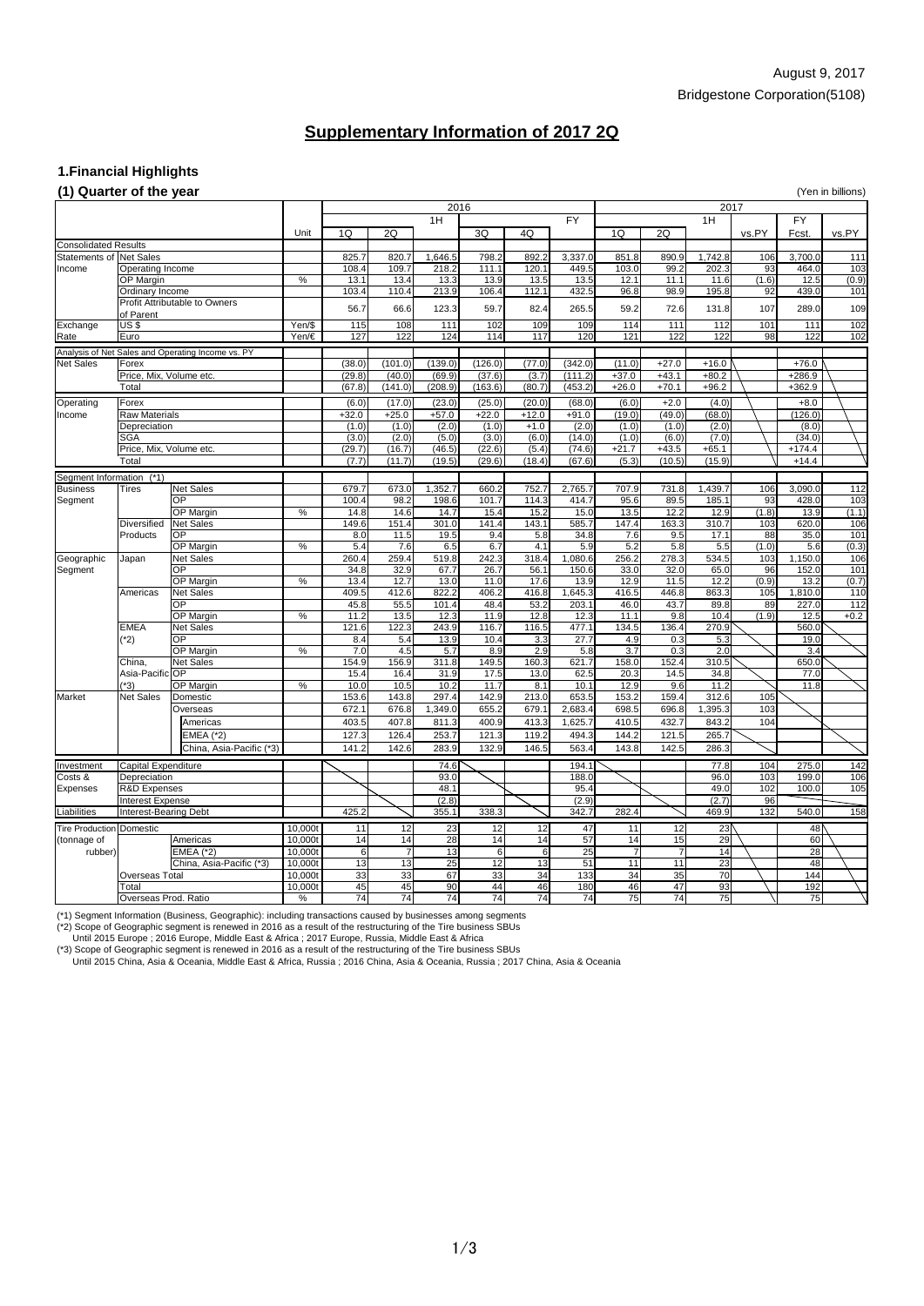August 9, 2017

Bridgestone Corporation(5108)

# Supplementary Information of 2017 2Q

## 1.Financial Highlights

### (1) Quarter of the year

(Yen in billions)

| | | | Unit | 2016 1Q | 2016 2Q | 2016 1H | 2016 3Q | 2016 4Q | 2016 FY | 2017 1Q | 2017 2Q | 2017 1H | 2017 1H vs.PY | 2017 FY Fcst. | 2017 FY vs.PY |
|---|---|---|---|---|---|---|---|---|---|---|---|---|---|---|---|
| **Consolidated Results** | | | | | | | | | | | | | | | |
| Statements of Income | Net Sales | | | 825.7 | 820.7 | 1,646.5 | 798.2 | 892.2 | 3,337.0 | 851.8 | 890.9 | 1,742.8 | 106 | 3,700.0 | 111 |
| | Operating Income | | | 108.4 | 109.7 | 218.2 | 111.1 | 120.1 | 449.5 | 103.0 | 99.2 | 202.3 | 93 | 464.0 | 103 |
| | OP Margin | | % | 13.1 | 13.4 | 13.3 | 13.9 | 13.5 | 13.5 | 12.1 | 11.1 | 11.6 | (1.6) | 12.5 | (0.9) |
| | Ordinary Income | | | 103.4 | 110.4 | 213.9 | 106.4 | 112.1 | 432.5 | 96.8 | 98.9 | 195.8 | 92 | 439.0 | 101 |
| | Profit Attributable to Owners of Parent | | | 56.7 | 66.6 | 123.3 | 59.7 | 82.4 | 265.5 | 59.2 | 72.6 | 131.8 | 107 | 289.0 | 109 |
| Exchange Rate | US $ | | Yen/$ | 115 | 108 | 111 | 102 | 109 | 109 | 114 | 111 | 112 | 101 | 111 | 102 |
| | Euro | | Yen/€ | 127 | 122 | 124 | 114 | 117 | 120 | 121 | 122 | 122 | 98 | 122 | 102 |
| **Analysis of Net Sales and Operating Income vs. PY** | | | | | | | | | | | | | | | |
| Net Sales | Forex | | | (38.0) | (101.0) | (139.0) | (126.0) | (77.0) | (342.0) | (11.0) | +27.0 | +16.0 | | +76.0 | |
| | Price, Mix, Volume etc. | | | (29.8) | (40.0) | (69.9) | (37.6) | (3.7) | (111.2) | +37.0 | +43.1 | +80.2 | | +286.9 | |
| | Total | | | (67.8) | (141.0) | (208.9) | (163.6) | (80.7) | (453.2) | +26.0 | +70.1 | +96.2 | | +362.9 | |
| Operating Income | Forex | | | (6.0) | (17.0) | (23.0) | (25.0) | (20.0) | (68.0) | (6.0) | +2.0 | (4.0) | | +8.0 | |
| | Raw Materials | | | +32.0 | +25.0 | +57.0 | +22.0 | +12.0 | +91.0 | (19.0) | (49.0) | (68.0) | | (126.0) | |
| | Depreciation | | | (1.0) | (1.0) | (2.0) | (1.0) | +1.0 | (2.0) | (1.0) | (1.0) | (2.0) | | (8.0) | |
| | SGA | | | (3.0) | (2.0) | (5.0) | (3.0) | (6.0) | (14.0) | (1.0) | (6.0) | (7.0) | | (34.0) | |
| | Price, Mix, Volume etc. | | | (29.7) | (16.7) | (46.5) | (22.6) | (5.4) | (74.6) | +21.7 | +43.5 | +65.1 | | +174.4 | |
| | Total | | | (7.7) | (11.7) | (19.5) | (29.6) | (18.4) | (67.6) | (5.3) | (10.5) | (15.9) | | +14.4 | |
| **Segment Information (*1)** | | | | | | | | | | | | | | | |
| Business Segment | Tires | Net Sales | | 679.7 | 673.0 | 1,352.7 | 660.2 | 752.7 | 2,765.7 | 707.9 | 731.8 | 1,439.7 | 106 | 3,090.0 | 112 |
| | | OP | | 100.4 | 98.2 | 198.6 | 101.7 | 114.3 | 414.7 | 95.6 | 89.5 | 185.1 | 93 | 428.0 | 103 |
| | | OP Margin | % | 14.8 | 14.6 | 14.7 | 15.4 | 15.2 | 15.0 | 13.5 | 12.2 | 12.9 | (1.8) | 13.9 | (1.1) |
| | Diversified Products | Net Sales | | 149.6 | 151.4 | 301.0 | 141.4 | 143.1 | 585.7 | 147.4 | 163.3 | 310.7 | 103 | 620.0 | 106 |
| | | OP | | 8.0 | 11.5 | 19.5 | 9.4 | 5.8 | 34.8 | 7.6 | 9.5 | 17.1 | 88 | 35.0 | 101 |
| | | OP Margin | % | 5.4 | 7.6 | 6.5 | 6.7 | 4.1 | 5.9 | 5.2 | 5.8 | 5.5 | (1.0) | 5.6 | (0.3) |
| Geographic Segment | Japan | Net Sales | | 260.4 | 259.4 | 519.8 | 242.3 | 318.4 | 1,080.6 | 256.2 | 278.3 | 534.5 | 103 | 1,150.0 | 106 |
| | | OP | | 34.8 | 32.9 | 67.7 | 26.7 | 56.1 | 150.6 | 33.0 | 32.0 | 65.0 | 96 | 152.0 | 101 |
| | | OP Margin | % | 13.4 | 12.7 | 13.0 | 11.0 | 17.6 | 13.9 | 12.9 | 11.5 | 12.2 | (0.9) | 13.2 | (0.7) |
| | Americas | Net Sales | | 409.5 | 412.6 | 822.2 | 406.2 | 416.8 | 1,645.3 | 416.5 | 446.8 | 863.3 | 105 | 1,810.0 | 110 |
| | | OP | | 45.8 | 55.5 | 101.4 | 48.4 | 53.2 | 203.1 | 46.0 | 43.7 | 89.8 | 89 | 227.0 | 112 |
| | | OP Margin | % | 11.2 | 13.5 | 12.3 | 11.9 | 12.8 | 12.3 | 11.1 | 9.8 | 10.4 | (1.9) | 12.5 | +0.2 |
| | EMEA (*2) | Net Sales | | 121.6 | 122.3 | 243.9 | 116.7 | 116.5 | 477.1 | 134.5 | 136.4 | 270.9 | | 560.0 | |
| | | OP | | 8.4 | 5.4 | 13.9 | 10.4 | 3.3 | 27.7 | 4.9 | 0.3 | 5.3 | | 19.0 | |
| | | OP Margin | % | 7.0 | 4.5 | 5.7 | 8.9 | 2.9 | 5.8 | 3.7 | 0.3 | 2.0 | | 3.4 | |
| | China, Asia-Pacific (*3) | Net Sales | | 154.9 | 156.9 | 311.8 | 149.5 | 160.3 | 621.7 | 158.0 | 152.4 | 310.5 | | 650.0 | |
| | | OP | | 15.4 | 16.4 | 31.9 | 17.5 | 13.0 | 62.5 | 20.3 | 14.5 | 34.8 | | 77.0 | |
| | | OP Margin | % | 10.0 | 10.5 | 10.2 | 11.7 | 8.1 | 10.1 | 12.9 | 9.6 | 11.2 | | 11.8 | |
| Market | Net Sales | Domestic | | 153.6 | 143.8 | 297.4 | 142.9 | 213.0 | 653.5 | 153.2 | 159.4 | 312.6 | 105 | | |
| | | Overseas | | 672.1 | 676.8 | 1,349.0 | 655.2 | 679.1 | 2,683.4 | 698.5 | 696.8 | 1,395.3 | 103 | | |
| | | Americas | | 403.5 | 407.8 | 811.3 | 400.9 | 413.3 | 1,625.7 | 410.5 | 432.7 | 843.2 | 104 | | |
| | | EMEA (*2) | | 127.3 | 126.4 | 253.7 | 121.3 | 119.2 | 494.3 | 144.2 | 121.5 | 265.7 | | | |
| | | China, Asia-Pacific (*3) | | 141.2 | 142.6 | 283.9 | 132.9 | 146.5 | 563.4 | 143.8 | 142.5 | 286.3 | | | |
| Investment | Capital Expenditure | | | | | 74.6 | | | 194.1 | | | 77.8 | 104 | 275.0 | 142 |
| Costs & Expenses | Depreciation | | | | | 93.0 | | | 188.0 | | | 96.0 | 103 | 199.0 | 106 |
| | R&D Expenses | | | | | 48.1 | | | 95.4 | | | 49.0 | 102 | 100.0 | 105 |
| | Interest Expense | | | | | (2.8) | | | (2.9) | | | (2.7) | 96 | | |
| Liabilities | Interest-Bearing Debt | | | 425.2 | | 355.1 | 338.3 | | 342.7 | 282.4 | | 469.9 | 132 | 540.0 | 158 |
| Tire Production (tonnage of rubber) | Domestic | | 10,000t | 11 | 12 | 23 | 12 | 12 | 47 | 11 | 12 | 23 | | 48 | |
| | | Americas | 10,000t | 14 | 14 | 28 | 14 | 14 | 57 | 14 | 15 | 29 | | 60 | |
| | | EMEA (*2) | 10,000t | 6 | 7 | 13 | 6 | 6 | 25 | 7 | 7 | 14 | | 28 | |
| | | China, Asia-Pacific (*3) | 10,000t | 13 | 13 | 25 | 12 | 13 | 51 | 11 | 11 | 23 | | 48 | |
| | Overseas Total | | 10,000t | 33 | 33 | 67 | 33 | 34 | 133 | 34 | 35 | 70 | | 144 | |
| | Total | | 10,000t | 45 | 45 | 90 | 44 | 46 | 180 | 46 | 47 | 93 | | 192 | |
| | Overseas Prod. Ratio | | % | 74 | 74 | 74 | 74 | 74 | 74 | 75 | 74 | 75 | | 75 | |

(*1) Segment Information (Business, Geographic): including transactions caused by businesses among segments

(*2) Scope of Geographic segment is renewed in 2016 as a result of the restructuring of the Tire business SBUs
Until 2015 Europe ; 2016 Europe, Middle East & Africa ; 2017 Europe, Russia, Middle East & Africa

(*3) Scope of Geographic segment is renewed in 2016 as a result of the restructuring of the Tire business SBUs
Until 2015 China, Asia & Oceania, Middle East & Africa, Russia ; 2016 China, Asia & Oceania, Russia ; 2017 China, Asia & Oceania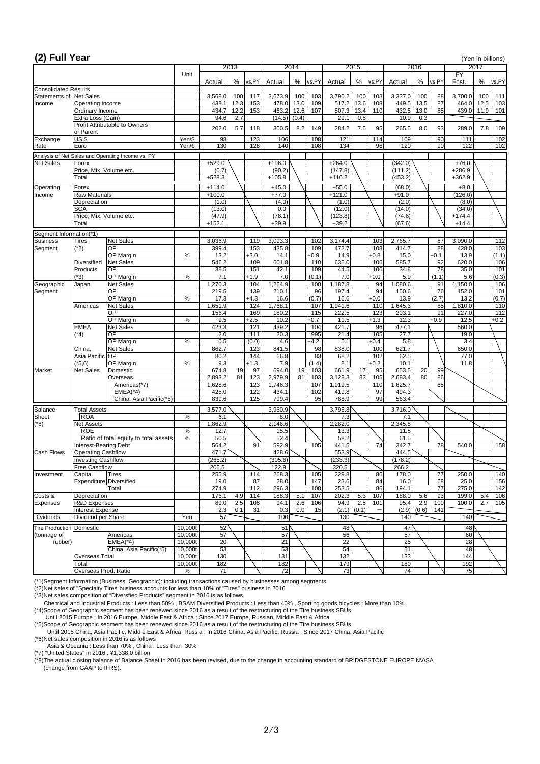## (2) Full Year

(Yen in billions)

| | | | Unit | 2013 | | | 2014 | | | 2015 | | | 2016 | | | 2017 | | |
|---|---|---|---|---|---|---|---|---|---|---|---|---|---|---|---|---|---|---|
| | | | | Actual | % | vs.PY | Actual | % | vs.PY | Actual | % | vs.PY | Actual | % | vs.PY | FY Fcst. | % | vs.PY |
| Consolidated Results | | | | | | | | | | | | | | | | | | |
| Statements of Income | Net Sales | | | 3,568.0 | 100 | 117 | 3,673.9 | 100 | 103 | 3,790.2 | 100 | 103 | 3,337.0 | 100 | 88 | 3,700.0 | 100 | 111 |
| | Operating Income | | | 438.1 | 12.3 | 153 | 478.0 | 13.0 | 109 | 517.2 | 13.6 | 108 | 449.5 | 13.5 | 87 | 464.0 | 12.5 | 103 |
| | Ordinary Income | | | 434.7 | 12.2 | 153 | 463.2 | 12.6 | 107 | 507.3 | 13.4 | 110 | 432.5 | 13.0 | 85 | 439.0 | 11.9 | 101 |
| | Extra Loss (Gain) | | | 94.6 | 2.7 | | (14.5) | (0.4) | | 29.1 | 0.8 | | 10.9 | 0.3 | | | | |
| | Profit Attributable to Owners of Parent | | | 202.0 | 5.7 | 118 | 300.5 | 8.2 | 149 | 284.2 | 7.5 | 95 | 265.5 | 8.0 | 93 | 289.0 | 7.8 | 109 |
| Exchange Rate | US $ | | Yen/$ | 98 | | 123 | 106 | | 108 | 121 | | 114 | 109 | | 90 | 111 | | 102 |
| | Euro | | Yen/€ | 130 | | 126 | 140 | | 108 | 134 | | 96 | 120 | | 90 | 122 | | 102 |
| Analysis of Net Sales and Operating Income vs. PY | | | | | | | | | | | | | | | | | | |
| Net Sales | Forex | | | +529.0 | | | +196.0 | | | +264.0 | | | (342.0) | | | +76.0 | | |
| | Price, Mix, Volume etc. | | | (0.7) | | | (90.2) | | | (147.8) | | | (111.2) | | | +286.9 | | |
| | Total | | | +528.3 | | | +105.8 | | | +116.2 | | | (453.2) | | | +362.9 | | |
| Operating Income | Forex | | | +114.0 | | | +45.0 | | | +55.0 | | | (68.0) | | | +8.0 | | |
| | Raw Materials | | | +100.0 | | | +77.0 | | | +121.0 | | | +91.0 | | | (126.0) | | |
| | Depreciation | | | (1.0) | | | (4.0) | | | (1.0) | | | (2.0) | | | (8.0) | | |
| | SGA | | | (13.0) | | | 0.0 | | | (12.0) | | | (14.0) | | | (34.0) | | |
| | Price, Mix, Volume etc. | | | (47.9) | | | (78.1) | | | (123.8) | | | (74.6) | | | +174.4 | | |
| | Total | | | +152.1 | | | +39.9 | | | +39.2 | | | (67.6) | | | +14.4 | | |
| Segment Information(*1) | | | | | | | | | | | | | | | | | | |
| Business Segment | Tires (*2) | Net Sales | | 3,036.9 | | 119 | 3,093.3 | | 102 | 3,174.4 | | 103 | 2,765.7 | | 87 | 3,090.0 | | 112 |
| | | OP | | 399.4 | | 153 | 435.8 | | 109 | 472.7 | | 108 | 414.7 | | 88 | 428.0 | | 103 |
| | | OP Margin | % | 13.2 | | +3.0 | 14.1 | | +0.9 | 14.9 | | +0.8 | 15.0 | | +0.1 | 13.9 | | (1.1) |
| | Diversified Products (*3) | Net Sales | | 546.2 | | 109 | 601.8 | | 110 | 635.0 | | 106 | 585.7 | | 92 | 620.0 | | 106 |
| | | OP | | 38.5 | | 151 | 42.1 | | 109 | 44.5 | | 106 | 34.8 | | 78 | 35.0 | | 101 |
| | | OP Margin | % | 7.1 | | +1.9 | 7.0 | | (0.1) | 7.0 | | +0.0 | 5.9 | | (1.1) | 5.6 | | (0.3) |
| Geographic Segment | Japan | Net Sales | | 1,270.3 | | 104 | 1,264.9 | | 100 | 1,187.8 | | 94 | 1,080.6 | | 91 | 1,150.0 | | 106 |
| | | OP | | 219.5 | | 139 | 210.1 | | 96 | 197.4 | | 94 | 150.6 | | 76 | 152.0 | | 101 |
| | | OP Margin | % | 17.3 | | +4.3 | 16.6 | | (0.7) | 16.6 | | +0.0 | 13.9 | | (2.7) | 13.2 | | (0.7) |
| | Americas | Net Sales | | 1,651.9 | | 124 | 1,768.1 | | 107 | 1,941.6 | | 110 | 1,645.3 | | 85 | 1,810.0 | | 110 |
| | | OP | | 156.4 | | 169 | 180.2 | | 115 | 222.5 | | 123 | 203.1 | | 91 | 227.0 | | 112 |
| | | OP Margin | % | 9.5 | | +2.5 | 10.2 | | +0.7 | 11.5 | | +1.3 | 12.3 | | +0.9 | 12.5 | | +0.2 |
| | EMEA (*4) | Net Sales | | 423.3 | | 121 | 439.2 | | 104 | 421.7 | | 96 | 477.1 | | | 560.0 | | |
| | | OP | | 2.0 | | 111 | 20.3 | | 995 | 21.4 | | 105 | 27.7 | | | 19.0 | | |
| | | OP Margin | % | 0.5 | | (0.0) | 4.6 | | +4.2 | 5.1 | | +0.4 | 5.8 | | | 3.4 | | |
| | China, Asia Pacific (*5,6) | Net Sales | | 862.7 | | 123 | 841.5 | | 98 | 838.0 | | 100 | 621.7 | | | 650.0 | | |
| | | OP | | 80.2 | | 144 | 66.8 | | 83 | 68.2 | | 102 | 62.5 | | | 77.0 | | |
| | | OP Margin | % | 9.3 | | +1.3 | 7.9 | | (1.4) | 8.1 | | +0.2 | 10.1 | | | 11.8 | | |
| Market | Net Sales | Domestic | | 674.8 | 19 | 97 | 694.0 | 19 | 103 | 661.9 | 17 | 95 | 653.5 | 20 | 99 | | | |
| | | Overseas | | 2,893.2 | 81 | 123 | 2,979.9 | 81 | 103 | 3,128.3 | 83 | 105 | 2,683.4 | 80 | 86 | | | |
| | | Americas(*7) | | 1,628.6 | | 123 | 1,746.3 | | 107 | 1,919.5 | | 110 | 1,625.7 | | 85 | | | |
| | | EMEA(*4) | | 425.0 | | 122 | 434.1 | | 102 | 419.8 | | 97 | 494.3 | | | | | |
| | | China, Asia Pacific(*5) | | 839.6 | | 125 | 799.4 | | 95 | 788.9 | | 99 | 563.4 | | | | | |
| Balance Sheet (*8) | Total Assets | | | 3,577.0 | | | 3,960.9 | | | 3,795.8 | | | 3,716.0 | | | | | |
| | ROA | | % | 6.1 | | | 8.0 | | | 7.3 | | | 7.1 | | | | | |
| | Net Assets | | | 1,862.9 | | | 2,146.6 | | | 2,282.0 | | | 2,345.8 | | | | | |
| | ROE | | % | 12.7 | | | 15.5 | | | 13.3 | | | 11.8 | | | | | |
| | Ratio of total equity to total assets | | % | 50.5 | | | 52.4 | | | 58.2 | | | 61.5 | | | | | |
| | Interest-Bearing Debt | | | 564.2 | | 91 | 592.9 | | 105 | 441.5 | | 74 | 342.7 | | 78 | 540.0 | | 158 |
| Cash Flows | Operating Cashflow | | | 471.7 | | | 428.6 | | | 553.9 | | | 444.5 | | | | | |
| | Investing Cashflow | | | (265.2) | | | (305.6) | | | (233.3) | | | (178.2) | | | | | |
| | Free Cashflow | | | 206.5 | | | 122.9 | | | 320.5 | | | 266.2 | | | | | |
| Investment | Capital Expenditure | Tires | | 255.9 | | 114 | 268.3 | | 105 | 229.8 | | 86 | 178.0 | | 77 | 250.0 | | 140 |
| | | Diversified | | 19.0 | | 87 | 28.0 | | 147 | 23.6 | | 84 | 16.0 | | 68 | 25.0 | | 156 |
| | | Total | | 274.9 | | 112 | 296.3 | | 108 | 253.5 | | 86 | 194.1 | | 77 | 275.0 | | 142 |
| Costs & Expenses | Depreciation | | | 176.1 | 4.9 | 114 | 188.3 | 5.1 | 107 | 202.3 | 5.3 | 107 | 188.0 | 5.6 | 93 | 199.0 | 5.4 | 106 |
| | R&D Expenses | | | 89.0 | 2.5 | 108 | 94.1 | 2.6 | 106 | 94.9 | 2.5 | 101 | 95.4 | 2.9 | 100 | 100.0 | 2.7 | 105 |
| | Interest Expense | | | 2.3 | 0.1 | 31 | 0.3 | 0.0 | 15 | (2.1) | (0.1) | − | (2.9) | (0.6) | 141 | | | |
| Dividends | Dividend per Share | | Yen | 57 | | | 100 | | | 130 | | | 140 | | | 140 | | |
| Tire Production (tonnage of rubber) | Domestic | | 10,000t | 52 | | | 51 | | | 48 | | | 47 | | | 48 | | |
| | | Americas | 10,000t | 57 | | | 57 | | | 56 | | | 57 | | | 60 | | |
| | | EMEA(*4) | 10,000t | 20 | | | 21 | | | 22 | | | 25 | | | 28 | | |
| | | China, Asia Pacific(*5) | 10,000t | 53 | | | 53 | | | 54 | | | 51 | | | 48 | | |
| | Overseas Total | | 10,000t | 130 | | | 131 | | | 132 | | | 133 | | | 144 | | |
| | Total | | 10,000t | 182 | | | 182 | | | 179 | | | 180 | | | 192 | | |
| | Overseas Prod. Ratio | | % | 71 | | | 72 | | | 73 | | | 74 | | | 75 | | |

(*1)Segment Information (Business, Geographic): including transactions caused by businesses among segments

(*2)Net sales of "Specialty Tires"business accounts for less than 10% of "Tires" business in 2016

(*3)Net sales composition of "Diversfied Products" segment in 2016 is as follows

Chemical and Industrial Products : Less than 50% , BSAM Diversified Products : Less than 40% , Sporting goods,bicycles : More than 10%

(*4)Scope of Geographic segment has been renewed since 2016 as a result of the restructuring of the Tire business SBUs

Until 2015 Europe ; In 2016 Europe, Middle East & Africa ; Since 2017 Europe, Russian, Middle East & Africa

(*5)Scope of Geographic segment has been renewed since 2016 as a result of the restructuring of the Tire business SBUs

Until 2015 China, Asia Pacific, Middle East & Africa, Russia ; In 2016 China, Asia Pacific, Russia ; Since 2017 China, Asia Pacific

(*6)Net sales composition in 2016 is as follows

Asia & Oceania : Less than 70% , China : Less than 30%

(*7) "United States" in 2016 : ¥1,338.0 billion

(*8)The actual closing balance of Balance Sheet in 2016 has been revised, due to the change in accounting standard of BRIDGESTONE EUROPE NV/SA (change from GAAP to IFRS).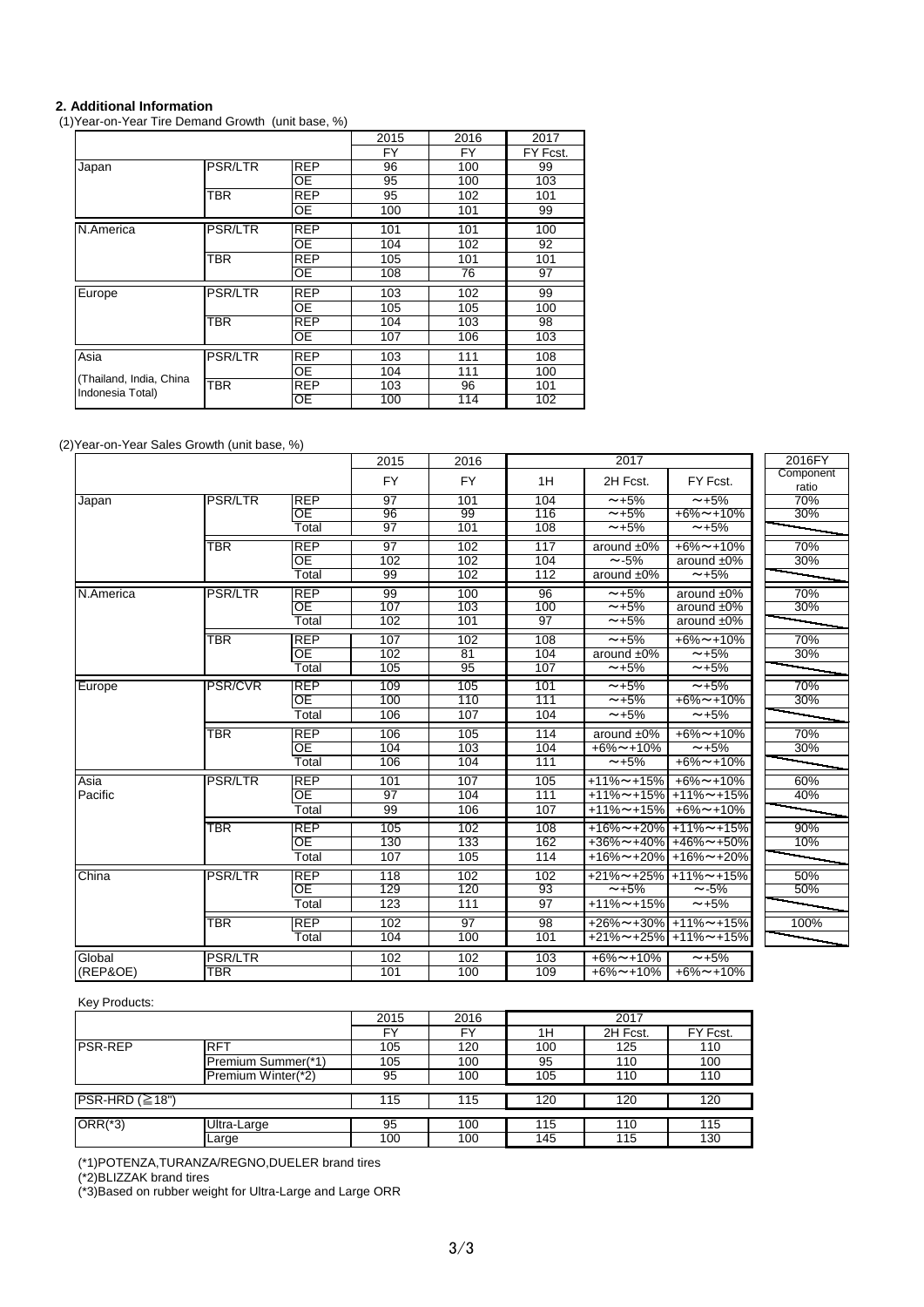## 2. Additional Information

(1)Year-on-Year Tire Demand Growth (unit base, %)

| | | | 2015 | 2016 | 2017 |
|---|---|---|---|---|---|
| | | | FY | FY | FY Fcst. |
| Japan | PSR/LTR | REP | 96 | 100 | 99 |
| | | OE | 95 | 100 | 103 |
| | TBR | REP | 95 | 102 | 101 |
| | | OE | 100 | 101 | 99 |
| N.America | PSR/LTR | REP | 101 | 101 | 100 |
| | | OE | 104 | 102 | 92 |
| | TBR | REP | 105 | 101 | 101 |
| | | OE | 108 | 76 | 97 |
| Europe | PSR/LTR | REP | 103 | 102 | 99 |
| | | OE | 105 | 105 | 100 |
| | TBR | REP | 104 | 103 | 98 |
| | | OE | 107 | 106 | 103 |
| Asia | PSR/LTR | REP | 103 | 111 | 108 |
| (Thailand, India, China Indonesia Total) | | OE | 104 | 111 | 100 |
| | TBR | REP | 103 | 96 | 101 |
| | | OE | 100 | 114 | 102 |

(2)Year-on-Year Sales Growth (unit base, %)

| | | | 2015 | 2016 | 2017 | | | 2016FY |
|---|---|---|---|---|---|---|---|---|
| | | | FY | FY | 1H | 2H Fcst. | FY Fcst. | Component ratio |
| Japan | PSR/LTR | REP | 97 | 101 | 104 | ～+5% | ～+5% | 70% |
| | | OE | 96 | 99 | 116 | ～+5% | +6%～+10% | 30% |
| | | Total | 97 | 101 | 108 | ～+5% | ～+5% | |
| | TBR | REP | 97 | 102 | 117 | around ±0% | +6%～+10% | 70% |
| | | OE | 102 | 102 | 104 | ～-5% | around ±0% | 30% |
| | | Total | 99 | 102 | 112 | around ±0% | ～+5% | |
| N.America | PSR/LTR | REP | 99 | 100 | 96 | ～+5% | around ±0% | 70% |
| | | OE | 107 | 103 | 100 | ～+5% | around ±0% | 30% |
| | | Total | 102 | 101 | 97 | ～+5% | around ±0% | |
| | TBR | REP | 107 | 102 | 108 | ～+5% | +6%～+10% | 70% |
| | | OE | 102 | 81 | 104 | around ±0% | ～+5% | 30% |
| | | Total | 105 | 95 | 107 | ～+5% | ～+5% | |
| Europe | PSR/CVR | REP | 109 | 105 | 101 | ～+5% | ～+5% | 70% |
| | | OE | 100 | 110 | 111 | ～+5% | +6%～+10% | 30% |
| | | Total | 106 | 107 | 104 | ～+5% | ～+5% | |
| | TBR | REP | 106 | 105 | 114 | around ±0% | +6%～+10% | 70% |
| | | OE | 104 | 103 | 104 | +6%～+10% | ～+5% | 30% |
| | | Total | 106 | 104 | 111 | ～+5% | +6%～+10% | |
| Asia Pacific | PSR/LTR | REP | 101 | 107 | 105 | +11%～+15% | +6%～+10% | 60% |
| | | OE | 97 | 104 | 111 | +11%～+15% | +11%～+15% | 40% |
| | | Total | 99 | 106 | 107 | +11%～+15% | +6%～+10% | |
| | TBR | REP | 105 | 102 | 108 | +16%～+20% | +11%～+15% | 90% |
| | | OE | 130 | 133 | 162 | +36%～+40% | +46%～+50% | 10% |
| | | Total | 107 | 105 | 114 | +16%～+20% | +16%～+20% | |
| China | PSR/LTR | REP | 118 | 102 | 102 | +21%～+25% | +11%～+15% | 50% |
| | | OE | 129 | 120 | 93 | ～+5% | ～-5% | 50% |
| | | Total | 123 | 111 | 97 | +11%～+15% | ～+5% | |
| | TBR | REP | 102 | 97 | 98 | +26%～+30% | +11%～+15% | 100% |
| | | Total | 104 | 100 | 101 | +21%～+25% | +11%～+15% | |
| Global (REP&OE) | PSR/LTR | | 102 | 102 | 103 | +6%～+10% | ～+5% | |
| | TBR | | 101 | 100 | 109 | +6%～+10% | +6%～+10% | |

Key Products:

| | | 2015 | 2016 | 2017 | | |
|---|---|---|---|---|---|---|
| | | FY | FY | 1H | 2H Fcst. | FY Fcst. |
| PSR-REP | RFT | 105 | 120 | 100 | 125 | 110 |
| | Premium Summer(*1) | 105 | 100 | 95 | 110 | 100 |
| | Premium Winter(*2) | 95 | 100 | 105 | 110 | 110 |
| PSR-HRD (≧18") | | 115 | 115 | 120 | 120 | 120 |
| ORR(*3) | Ultra-Large | 95 | 100 | 115 | 110 | 115 |
| | Large | 100 | 100 | 145 | 115 | 130 |

(*1)POTENZA,TURANZA/REGNO,DUELER brand tires

(*2)BLIZZAK brand tires

(*3)Based on rubber weight for Ultra-Large and Large ORR